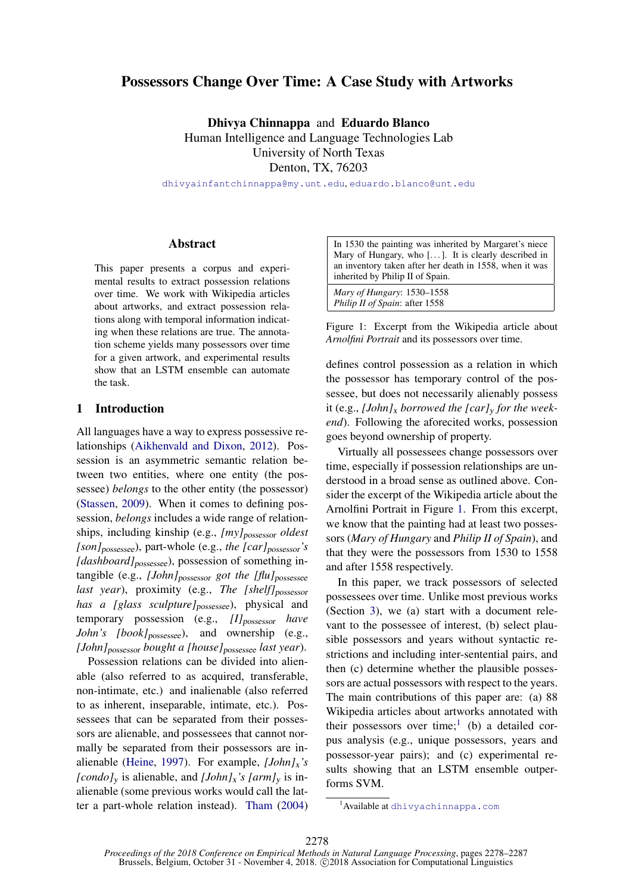# Possessors Change Over Time: A Case Study with Artworks

**Dhivya Chinnappa** and **Eduardo Blanco**
Human Intelligence and Language Technologies Lab
University of North Texas
Denton, TX, 76203
dhivyainfantchinnappa@my.unt.edu, eduardo.blanco@unt.edu

## Abstract

This paper presents a corpus and experimental results to extract possession relations over time. We work with Wikipedia articles about artworks, and extract possession relations along with temporal information indicating when these relations are true. The annotation scheme yields many possessors over time for a given artwork, and experimental results show that an LSTM ensemble can automate the task.

## 1 Introduction

All languages have a way to express possessive relationships (Aikhenvald and Dixon, 2012). Possession is an asymmetric semantic relation between two entities, where one entity (the possessee) *belongs* to the other entity (the possessor) (Stassen, 2009). When it comes to defining possession, *belongs* includes a wide range of relationships, including kinship (e.g., *[my]$_{\text{possessor}}$ oldest [son]$_{\text{possessee}}$*), part-whole (e.g., *the [car]$_{\text{possessor}}$'s [dashboard]$_{\text{possessee}}$*), possession of something intangible (e.g., *[John]$_{\text{possessor}}$ got the [flu]$_{\text{possessee}}$ last year*), proximity (e.g., *The [shelf]$_{\text{possessor}}$ has a [glass sculpture]$_{\text{possessee}}$*), physical and temporary possession (e.g., *[I]$_{\text{possessor}}$ have John's [book]$_{\text{possessee}}$*), and ownership (e.g., *[John]$_{\text{possessor}}$ bought a [house]$_{\text{possessee}}$ last year*).

Possession relations can be divided into alienable (also referred to as acquired, transferable, non-intimate, etc.) and inalienable (also referred to as inherent, inseparable, intimate, etc.). Possessees that can be separated from their possessors are alienable, and possessees that cannot normally be separated from their possessors are inalienable (Heine, 1997). For example, *[John]$_x$'s [condo]$_y$* is alienable, and *[John]$_x$'s [arm]$_y$* is inalienable (some previous works would call the latter a part-whole relation instead). Tham (2004) defines control possession as a relation in which the possessor has temporary control of the possessee, but does not necessarily alienably possess it (e.g., *[John]$_x$ borrowed the [car]$_y$ for the weekend*). Following the aforecited works, possession goes beyond ownership of property.

| In 1530 the painting was inherited by Margaret's niece Mary of Hungary, who [...]. It is clearly described in an inventory taken after her death in 1558, when it was inherited by Philip II of Spain. |
|---|
| *Mary of Hungary*: 1530–1558<br>*Philip II of Spain*: after 1558 |

Figure 1: Excerpt from the Wikipedia article about *Arnolfini Portrait* and its possessors over time.

Virtually all possessees change possessors over time, especially if possession relationships are understood in a broad sense as outlined above. Consider the excerpt of the Wikipedia article about the Arnolfini Portrait in Figure 1. From this excerpt, we know that the painting had at least two possessors (*Mary of Hungary* and *Philip II of Spain*), and that they were the possessors from 1530 to 1558 and after 1558 respectively.

In this paper, we track possessors of selected possessees over time. Unlike most previous works (Section 3), we (a) start with a document relevant to the possessee of interest, (b) select plausible possessors and years without syntactic restrictions and including inter-sentential pairs, and then (c) determine whether the plausible possessors are actual possessors with respect to the years. The main contributions of this paper are: (a) 88 Wikipedia articles about artworks annotated with their possessors over time;[1] (b) a detailed corpus analysis (e.g., unique possessors, years and possessor-year pairs); and (c) experimental results showing that an LSTM ensemble outperforms SVM.

[1] Available at dhivyachinnappa.com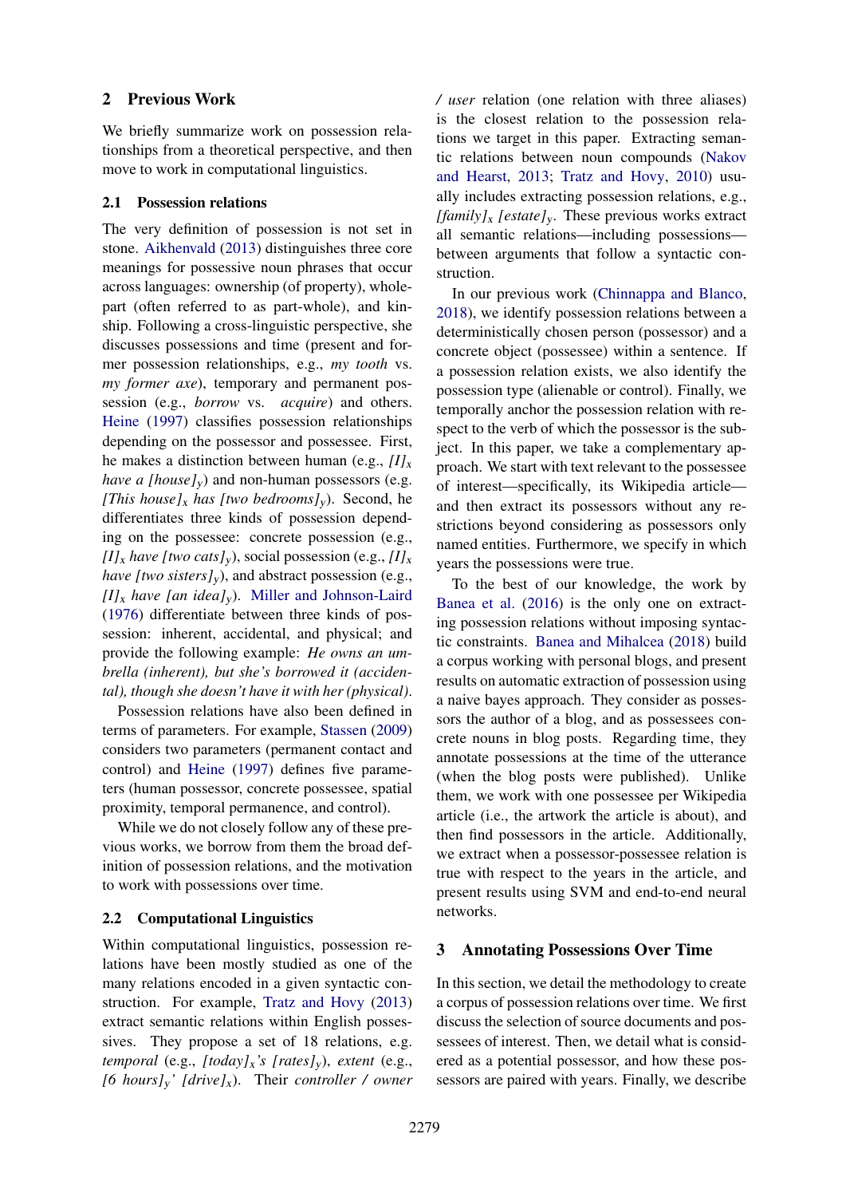## 2 Previous Work

We briefly summarize work on possession relationships from a theoretical perspective, and then move to work in computational linguistics.

### 2.1 Possession relations

The very definition of possession is not set in stone. Aikhenvald (2013) distinguishes three core meanings for possessive noun phrases that occur across languages: ownership (of property), whole-part (often referred to as part-whole), and kinship. Following a cross-linguistic perspective, she discusses possessions and time (present and former possession relationships, e.g., *my tooth* vs. *my former axe*), temporary and permanent possession (e.g., *borrow* vs. *acquire*) and others. Heine (1997) classifies possession relationships depending on the possessor and possessee. First, he makes a distinction between human (e.g., *[I]$_x$ have a [house]$_y$*) and non-human possessors (e.g. *[This house]$_x$ has [two bedrooms]$_y$*). Second, he differentiates three kinds of possession depending on the possessee: concrete possession (e.g., *[I]$_x$ have [two cats]$_y$*), social possession (e.g., *[I]$_x$ have [two sisters]$_y$*), and abstract possession (e.g., *[I]$_x$ have [an idea]$_y$*). Miller and Johnson-Laird (1976) differentiate between three kinds of possession: inherent, accidental, and physical; and provide the following example: *He owns an umbrella (inherent), but she's borrowed it (accidental), though she doesn't have it with her (physical)*.

Possession relations have also been defined in terms of parameters. For example, Stassen (2009) considers two parameters (permanent contact and control) and Heine (1997) defines five parameters (human possessor, concrete possessee, spatial proximity, temporal permanence, and control).

While we do not closely follow any of these previous works, we borrow from them the broad definition of possession relations, and the motivation to work with possessions over time.

### 2.2 Computational Linguistics

Within computational linguistics, possession relations have been mostly studied as one of the many relations encoded in a given syntactic construction. For example, Tratz and Hovy (2013) extract semantic relations within English possessives. They propose a set of 18 relations, e.g. *temporal* (e.g., *[today]$_x$'s [rates]$_y$*), *extent* (e.g., *[6 hours]$_y$' [drive]$_x$*). Their *controller / owner / user* relation (one relation with three aliases) is the closest relation to the possession relations we target in this paper. Extracting semantic relations between noun compounds (Nakov and Hearst, 2013; Tratz and Hovy, 2010) usually includes extracting possession relations, e.g., *[family]$_x$ [estate]$_y$*. These previous works extract all semantic relations—including possessions—between arguments that follow a syntactic construction.

In our previous work (Chinnappa and Blanco, 2018), we identify possession relations between a deterministically chosen person (possessor) and a concrete object (possessee) within a sentence. If a possession relation exists, we also identify the possession type (alienable or control). Finally, we temporally anchor the possession relation with respect to the verb of which the possessor is the subject. In this paper, we take a complementary approach. We start with text relevant to the possessee of interest—specifically, its Wikipedia article—and then extract its possessors without any restrictions beyond considering as possessors only named entities. Furthermore, we specify in which years the possessions were true.

To the best of our knowledge, the work by Banea et al. (2016) is the only one on extracting possession relations without imposing syntactic constraints. Banea and Mihalcea (2018) build a corpus working with personal blogs, and present results on automatic extraction of possession using a naive bayes approach. They consider as possessors the author of a blog, and as possessees concrete nouns in blog posts. Regarding time, they annotate possessions at the time of the utterance (when the blog posts were published). Unlike them, we work with one possessee per Wikipedia article (i.e., the artwork the article is about), and then find possessors in the article. Additionally, we extract when a possessor-possessee relation is true with respect to the years in the article, and present results using SVM and end-to-end neural networks.

## 3 Annotating Possessions Over Time

In this section, we detail the methodology to create a corpus of possession relations over time. We first discuss the selection of source documents and possessees of interest. Then, we detail what is considered as a potential possessor, and how these possessors are paired with years. Finally, we describe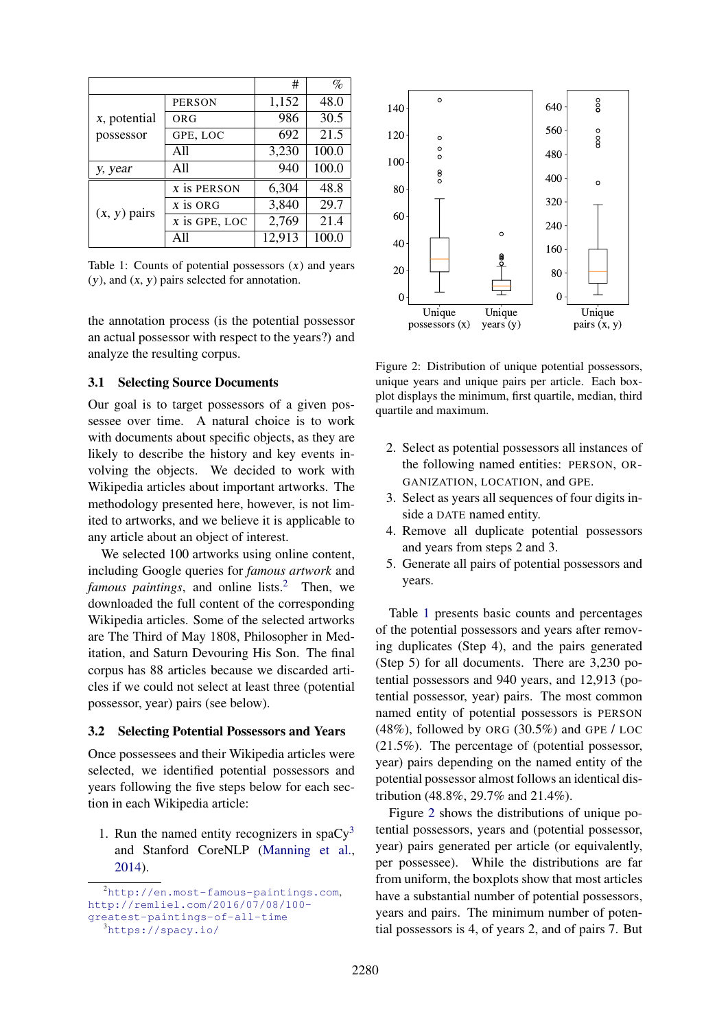| | | # | % |
|---|---|---|---|
| $x$, potential possessor | PERSON | 1,152 | 48.0 |
| | ORG | 986 | 30.5 |
| | GPE, LOC | 692 | 21.5 |
| | All | 3,230 | 100.0 |
| $y$, *year* | All | 940 | 100.0 |
| ($x$, $y$) pairs | $x$ is PERSON | 6,304 | 48.8 |
| | $x$ is ORG | 3,840 | 29.7 |
| | $x$ is GPE, LOC | 2,769 | 21.4 |
| | All | 12,913 | 100.0 |

Table 1: Counts of potential possessors ($x$) and years ($y$), and ($x$, $y$) pairs selected for annotation.

the annotation process (is the potential possessor an actual possessor with respect to the years?) and analyze the resulting corpus.

### 3.1 Selecting Source Documents

Our goal is to target possessors of a given possessee over time. A natural choice is to work with documents about specific objects, as they are likely to describe the history and key events involving the objects. We decided to work with Wikipedia articles about important artworks. The methodology presented here, however, is not limited to artworks, and we believe it is applicable to any article about an object of interest.

We selected 100 artworks using online content, including Google queries for *famous artwork* and *famous paintings*, and online lists.[2] Then, we downloaded the full content of the corresponding Wikipedia articles. Some of the selected artworks are The Third of May 1808, Philosopher in Meditation, and Saturn Devouring His Son. The final corpus has 88 articles because we discarded articles if we could not select at least three (potential possessor, year) pairs (see below).

### 3.2 Selecting Potential Possessors and Years

Once possessees and their Wikipedia articles were selected, we identified potential possessors and years following the five steps below for each section in each Wikipedia article:

1. Run the named entity recognizers in spaCy[3] and Stanford CoreNLP (Manning et al., 2014).

[2] http://en.most-famous-paintings.com, http://remliel.com/2016/07/08/100-greatest-paintings-of-all-time

[3] https://spacy.io/

Figure 2: Distribution of unique potential possessors, unique years and unique pairs per article. Each boxplot displays the minimum, first quartile, median, third quartile and maximum.

2. Select as potential possessors all instances of the following named entities: PERSON, ORGANIZATION, LOCATION, and GPE.
3. Select as years all sequences of four digits inside a DATE named entity.
4. Remove all duplicate potential possessors and years from steps 2 and 3.
5. Generate all pairs of potential possessors and years.

Table 1 presents basic counts and percentages of the potential possessors and years after removing duplicates (Step 4), and the pairs generated (Step 5) for all documents. There are 3,230 potential possessors and 940 years, and 12,913 (potential possessor, year) pairs. The most common named entity of potential possessors is PERSON (48%), followed by ORG (30.5%) and GPE / LOC (21.5%). The percentage of (potential possessor, year) pairs depending on the named entity of the potential possessor almost follows an identical distribution (48.8%, 29.7% and 21.4%).

Figure 2 shows the distributions of unique potential possessors, years and (potential possessor, year) pairs generated per article (or equivalently, per possessee). While the distributions are far from uniform, the boxplots show that most articles have a substantial number of potential possessors, years and pairs. The minimum number of potential possessors is 4, of years 2, and of pairs 7. But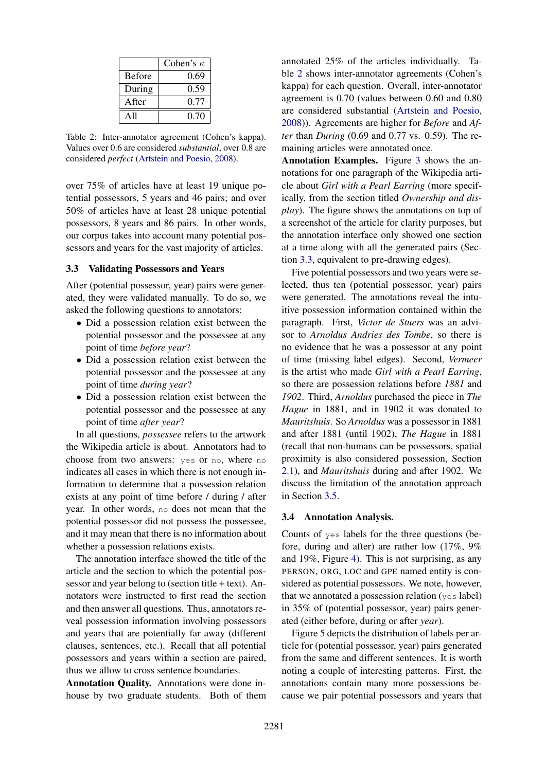|  | Cohen's $\kappa$ |
|---|---|
| Before | 0.69 |
| During | 0.59 |
| After | 0.77 |
| All | 0.70 |

Table 2: Inter-annotator agreement (Cohen's kappa). Values over 0.6 are considered *substantial*, over 0.8 are considered *perfect* (Artstein and Poesio, 2008).

over 75% of articles have at least 19 unique potential possessors, 5 years and 46 pairs; and over 50% of articles have at least 28 unique potential possessors, 8 years and 86 pairs. In other words, our corpus takes into account many potential possessors and years for the vast majority of articles.

### 3.3 Validating Possessors and Years

After (potential possessor, year) pairs were generated, they were validated manually. To do so, we asked the following questions to annotators:

- Did a possession relation exist between the potential possessor and the possessee at any point of time *before year*?
- Did a possession relation exist between the potential possessor and the possessee at any point of time *during year*?
- Did a possession relation exist between the potential possessor and the possessee at any point of time *after year*?

In all questions, *possessee* refers to the artwork the Wikipedia article is about. Annotators had to choose from two answers: `yes` or `no`, where `no` indicates all cases in which there is not enough information to determine that a possession relation exists at any point of time before / during / after year. In other words, `no` does not mean that the potential possessor did not possess the possessee, and it may mean that there is no information about whether a possession relations exists.

The annotation interface showed the title of the article and the section to which the potential possessor and year belong to (section title + text). Annotators were instructed to first read the section and then answer all questions. Thus, annotators reveal possession information involving possessors and years that are potentially far away (different clauses, sentences, etc.). Recall that all potential possessors and years within a section are paired, thus we allow to cross sentence boundaries.

**Annotation Quality.** Annotations were done in-house by two graduate students. Both of them annotated 25% of the articles individually. Table 2 shows inter-annotator agreements (Cohen's kappa) for each question. Overall, inter-annotator agreement is 0.70 (values between 0.60 and 0.80 are considered substantial (Artstein and Poesio, 2008)). Agreements are higher for *Before* and *After* than *During* (0.69 and 0.77 vs. 0.59). The remaining articles were annotated once.

**Annotation Examples.** Figure 3 shows the annotations for one paragraph of the Wikipedia article about *Girl with a Pearl Earring* (more specifically, from the section titled *Ownership and display*). The figure shows the annotations on top of a screenshot of the article for clarity purposes, but the annotation interface only showed one section at a time along with all the generated pairs (Section 3.3, equivalent to pre-drawing edges).

Five potential possessors and two years were selected, thus ten (potential possessor, year) pairs were generated. The annotations reveal the intuitive possession information contained within the paragraph. First, *Victor de Stuers* was an advisor to *Arnoldus Andries des Tombe*, so there is no evidence that he was a possessor at any point of time (missing label edges). Second, *Vermeer* is the artist who made *Girl with a Pearl Earring*, so there are possession relations before *1881* and *1902*. Third, *Arnoldus* purchased the piece in *The Hague* in 1881, and in 1902 it was donated to *Mauritshuis*. So *Arnoldus* was a possessor in 1881 and after 1881 (until 1902), *The Hague* in 1881 (recall that non-humans can be possessors, spatial proximity is also considered possession, Section 2.1), and *Mauritshuis* during and after 1902. We discuss the limitation of the annotation approach in Section 3.5.

### 3.4 Annotation Analysis.

Counts of `yes` labels for the three questions (before, during and after) are rather low (17%, 9% and 19%, Figure 4). This is not surprising, as any PERSON, ORG, LOC and GPE named entity is considered as potential possessors. We note, however, that we annotated a possession relation (`yes` label) in 35% of (potential possessor, year) pairs generated (either before, during or after *year*).

Figure 5 depicts the distribution of labels per article for (potential possessor, year) pairs generated from the same and different sentences. It is worth noting a couple of interesting patterns. First, the annotations contain many more possessions because we pair potential possessors and years that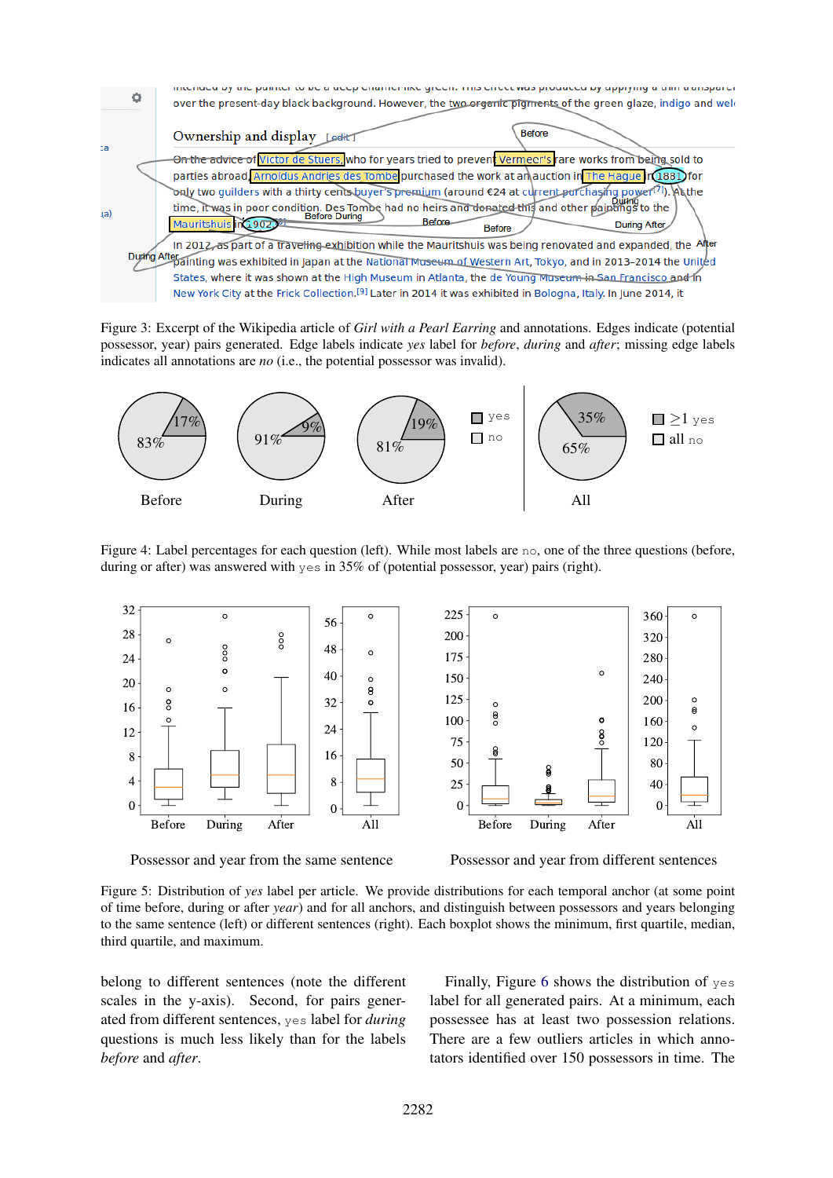Figure 3: Excerpt of the Wikipedia article of *Girl with a Pearl Earring* and annotations. Edges indicate (potential possessor, year) pairs generated. Edge labels indicate *yes* label for *before*, *during* and *after*; missing edge labels indicates all annotations are *no* (i.e., the potential possessor was invalid).

Figure 4: Label percentages for each question (left). While most labels are no, one of the three questions (before, during or after) was answered with yes in 35% of (potential possessor, year) pairs (right).

Figure 5: Distribution of *yes* label per article. We provide distributions for each temporal anchor (at some point of time before, during or after *year*) and for all anchors, and distinguish between possessors and years belonging to the same sentence (left) or different sentences (right). Each boxplot shows the minimum, first quartile, median, third quartile, and maximum.

belong to different sentences (note the different scales in the y-axis). Second, for pairs generated from different sentences, yes label for *during* questions is much less likely than for the labels *before* and *after*.

Finally, Figure 6 shows the distribution of yes label for all generated pairs. At a minimum, each possessee has at least two possession relations. There are a few outliers articles in which annotators identified over 150 possessors in time. The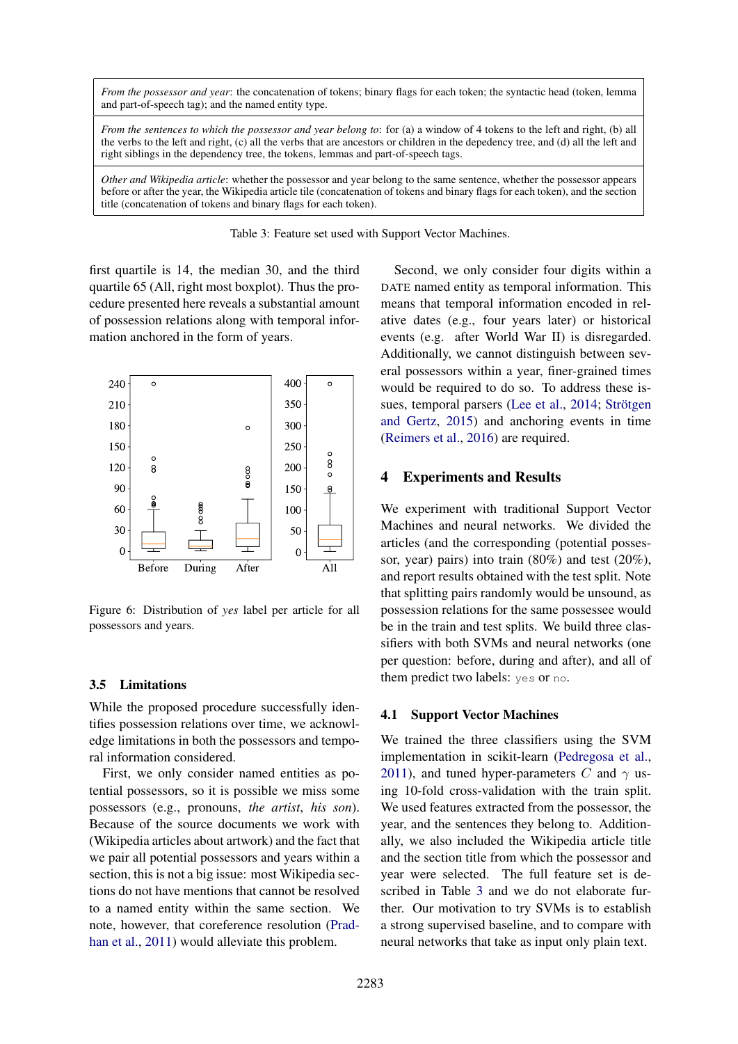| |
|---|
| *From the possessor and year*: the concatenation of tokens; binary flags for each token; the syntactic head (token, lemma and part-of-speech tag); and the named entity type. |
| *From the sentences to which the possessor and year belong to*: for (a) a window of 4 tokens to the left and right, (b) all the verbs to the left and right, (c) all the verbs that are ancestors or children in the depedency tree, and (d) all the left and right siblings in the dependency tree, the tokens, lemmas and part-of-speech tags. |
| *Other and Wikipedia article*: whether the possessor and year belong to the same sentence, whether the possessor appears before or after the year, the Wikipedia article tile (concatenation of tokens and binary flags for each token), and the section title (concatenation of tokens and binary flags for each token). |

Table 3: Feature set used with Support Vector Machines.

first quartile is 14, the median 30, and the third quartile 65 (All, right most boxplot). Thus the procedure presented here reveals a substantial amount of possession relations along with temporal information anchored in the form of years.

Figure 6: Distribution of *yes* label per article for all possessors and years.

### 3.5 Limitations

While the proposed procedure successfully identifies possession relations over time, we acknowledge limitations in both the possessors and temporal information considered.

First, we only consider named entities as potential possessors, so it is possible we miss some possessors (e.g., pronouns, *the artist*, *his son*). Because of the source documents we work with (Wikipedia articles about artwork) and the fact that we pair all potential possessors and years within a section, this is not a big issue: most Wikipedia sections do not have mentions that cannot be resolved to a named entity within the same section. We note, however, that coreference resolution (Pradhan et al., 2011) would alleviate this problem.

Second, we only consider four digits within a DATE named entity as temporal information. This means that temporal information encoded in relative dates (e.g., four years later) or historical events (e.g. after World War II) is disregarded. Additionally, we cannot distinguish between several possessors within a year, finer-grained times would be required to do so. To address these issues, temporal parsers (Lee et al., 2014; Strötgen and Gertz, 2015) and anchoring events in time (Reimers et al., 2016) are required.

## 4 Experiments and Results

We experiment with traditional Support Vector Machines and neural networks. We divided the articles (and the corresponding (potential possessor, year) pairs) into train (80%) and test (20%), and report results obtained with the test split. Note that splitting pairs randomly would be unsound, as possession relations for the same possessee would be in the train and test splits. We build three classifiers with both SVMs and neural networks (one per question: before, during and after), and all of them predict two labels: `yes` or `no`.

### 4.1 Support Vector Machines

We trained the three classifiers using the SVM implementation in scikit-learn (Pedregosa et al., 2011), and tuned hyper-parameters $C$ and $\gamma$ using 10-fold cross-validation with the train split. We used features extracted from the possessor, the year, and the sentences they belong to. Additionally, we also included the Wikipedia article title and the section title from which the possessor and year were selected. The full feature set is described in Table 3 and we do not elaborate further. Our motivation to try SVMs is to establish a strong supervised baseline, and to compare with neural networks that take as input only plain text.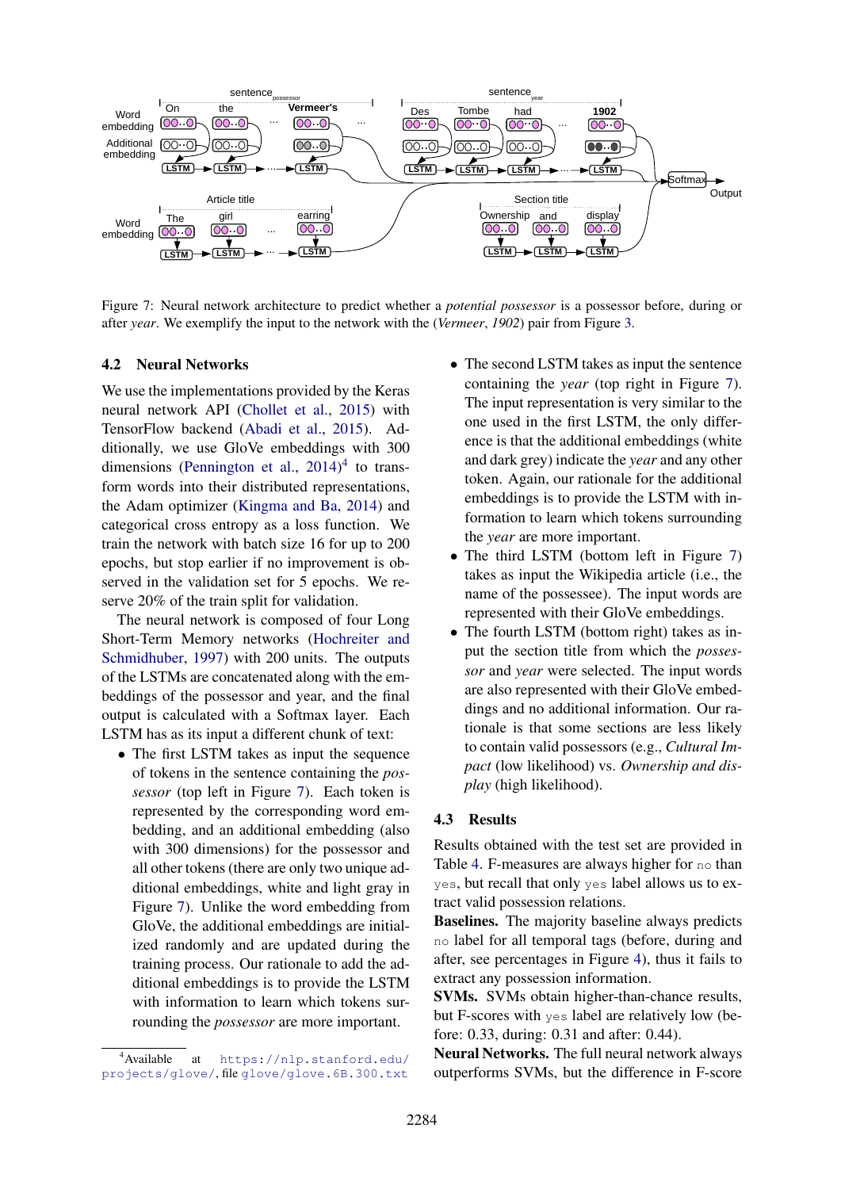Figure 7: Neural network architecture to predict whether a *potential possessor* is a possessor before, during or after *year*. We exemplify the input to the network with the (*Vermeer*, *1902*) pair from Figure 3.

### 4.2 Neural Networks

We use the implementations provided by the Keras neural network API (Chollet et al., 2015) with TensorFlow backend (Abadi et al., 2015). Additionally, we use GloVe embeddings with 300 dimensions (Pennington et al., 2014)[4] to transform words into their distributed representations, the Adam optimizer (Kingma and Ba, 2014) and categorical cross entropy as a loss function. We train the network with batch size 16 for up to 200 epochs, but stop earlier if no improvement is observed in the validation set for 5 epochs. We reserve 20% of the train split for validation.

The neural network is composed of four Long Short-Term Memory networks (Hochreiter and Schmidhuber, 1997) with 200 units. The outputs of the LSTMs are concatenated along with the embeddings of the possessor and year, and the final output is calculated with a Softmax layer. Each LSTM has as its input a different chunk of text:

- The first LSTM takes as input the sequence of tokens in the sentence containing the *possessor* (top left in Figure 7). Each token is represented by the corresponding word embedding, and an additional embedding (also with 300 dimensions) for the possessor and all other tokens (there are only two unique additional embeddings, white and light gray in Figure 7). Unlike the word embedding from GloVe, the additional embeddings are initialized randomly and are updated during the training process. Our rationale to add the additional embeddings is to provide the LSTM with information to learn which tokens surrounding the *possessor* are more important.
- The second LSTM takes as input the sentence containing the *year* (top right in Figure 7). The input representation is very similar to the one used in the first LSTM, the only difference is that the additional embeddings (white and dark grey) indicate the *year* and any other token. Again, our rationale for the additional embeddings is to provide the LSTM with information to learn which tokens surrounding the *year* are more important.
- The third LSTM (bottom left in Figure 7) takes as input the Wikipedia article (i.e., the name of the possessee). The input words are represented with their GloVe embeddings.
- The fourth LSTM (bottom right) takes as input the section title from which the *possessor* and *year* were selected. The input words are also represented with their GloVe embeddings and no additional information. Our rationale is that some sections are less likely to contain valid possessors (e.g., *Cultural Impact* (low likelihood) vs. *Ownership and display* (high likelihood).

### 4.3 Results

Results obtained with the test set are provided in Table 4. F-measures are always higher for `no` than `yes`, but recall that only `yes` label allows us to extract valid possession relations.

**Baselines.** The majority baseline always predicts `no` label for all temporal tags (before, during and after, see percentages in Figure 4), thus it fails to extract any possession information.

**SVMs.** SVMs obtain higher-than-chance results, but F-scores with `yes` label are relatively low (before: 0.33, during: 0.31 and after: 0.44).

**Neural Networks.** The full neural network always outperforms SVMs, but the difference in F-score

[4] Available at https://nlp.stanford.edu/projects/glove/, file glove/glove.6B.300.txt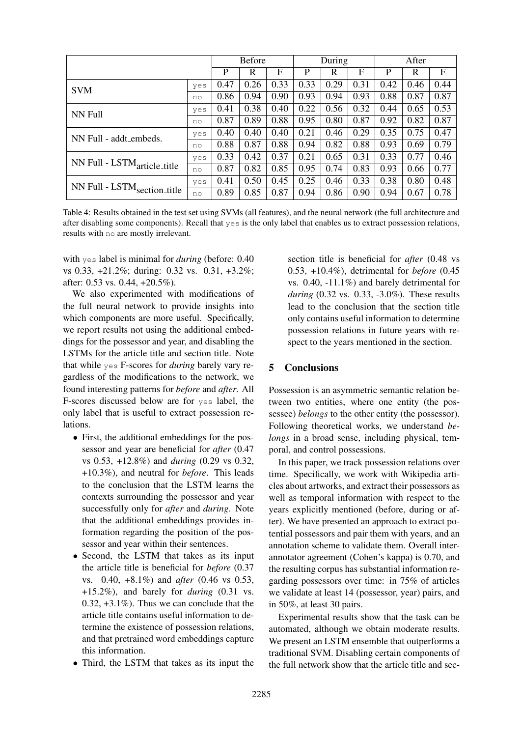| | | Before | | | During | | | After | | |
|---|---|---|---|---|---|---|---|---|---|---|
| | | P | R | F | P | R | F | P | R | F |
| SVM | yes | 0.47 | 0.26 | 0.33 | 0.33 | 0.29 | 0.31 | 0.42 | 0.46 | 0.44 |
| | no | 0.86 | 0.94 | 0.90 | 0.93 | 0.94 | 0.93 | 0.88 | 0.87 | 0.87 |
| NN Full | yes | 0.41 | 0.38 | 0.40 | 0.22 | 0.56 | 0.32 | 0.44 | 0.65 | 0.53 |
| | no | 0.87 | 0.89 | 0.88 | 0.95 | 0.80 | 0.87 | 0.92 | 0.82 | 0.87 |
| NN Full - addt_embeds. | yes | 0.40 | 0.40 | 0.40 | 0.21 | 0.46 | 0.29 | 0.35 | 0.75 | 0.47 |
| | no | 0.88 | 0.87 | 0.88 | 0.94 | 0.82 | 0.88 | 0.93 | 0.69 | 0.79 |
| NN Full - $\text{LSTM}_{\text{article\_title}}$ | yes | 0.33 | 0.42 | 0.37 | 0.21 | 0.65 | 0.31 | 0.33 | 0.77 | 0.46 |
| | no | 0.87 | 0.82 | 0.85 | 0.95 | 0.74 | 0.83 | 0.93 | 0.66 | 0.77 |
| NN Full - $\text{LSTM}_{\text{section\_title}}$ | yes | 0.41 | 0.50 | 0.45 | 0.25 | 0.46 | 0.33 | 0.38 | 0.80 | 0.48 |
| | no | 0.89 | 0.85 | 0.87 | 0.94 | 0.86 | 0.90 | 0.94 | 0.67 | 0.78 |

Table 4: Results obtained in the test set using SVMs (all features), and the neural network (the full architecture and after disabling some components). Recall that `yes` is the only label that enables us to extract possession relations, results with `no` are mostly irrelevant.

with `yes` label is minimal for *during* (before: 0.40 vs 0.33, +21.2%; during: 0.32 vs. 0.31, +3.2%; after: 0.53 vs. 0.44, +20.5%).

We also experimented with modifications of the full neural network to provide insights into which components are more useful. Specifically, we report results not using the additional embeddings for the possessor and year, and disabling the LSTMs for the article title and section title. Note that while `yes` F-scores for *during* barely vary regardless of the modifications to the network, we found interesting patterns for *before* and *after*. All F-scores discussed below are for `yes` label, the only label that is useful to extract possession relations.

- First, the additional embeddings for the possessor and year are beneficial for *after* (0.47 vs 0.53, +12.8%) and *during* (0.29 vs 0.32, +10.3%), and neutral for *before*. This leads to the conclusion that the LSTM learns the contexts surrounding the possessor and year successfully only for *after* and *during*. Note that the additional embeddings provides information regarding the position of the possessor and year within their sentences.
- Second, the LSTM that takes as its input the article title is beneficial for *before* (0.37 vs. 0.40, +8.1%) and *after* (0.46 vs 0.53, +15.2%), and barely for *during* (0.31 vs. 0.32, +3.1%). Thus we can conclude that the article title contains useful information to determine the existence of possession relations, and that pretrained word embeddings capture this information.
- Third, the LSTM that takes as its input the section title is beneficial for *after* (0.48 vs 0.53, +10.4%), detrimental for *before* (0.45 vs. 0.40, -11.1%) and barely detrimental for *during* (0.32 vs. 0.33, -3.0%). These results lead to the conclusion that the section title only contains useful information to determine possession relations in future years with respect to the years mentioned in the section.

## 5 Conclusions

Possession is an asymmetric semantic relation between two entities, where one entity (the possessee) *belongs* to the other entity (the possessor). Following theoretical works, we understand *belongs* in a broad sense, including physical, temporal, and control possessions.

In this paper, we track possession relations over time. Specifically, we work with Wikipedia articles about artworks, and extract their possessors as well as temporal information with respect to the years explicitly mentioned (before, during or after). We have presented an approach to extract potential possessors and pair them with years, and an annotation scheme to validate them. Overall inter-annotator agreement (Cohen's kappa) is 0.70, and the resulting corpus has substantial information regarding possessors over time: in 75% of articles we validate at least 14 (possessor, year) pairs, and in 50%, at least 30 pairs.

Experimental results show that the task can be automated, although we obtain moderate results. We present an LSTM ensemble that outperforms a traditional SVM. Disabling certain components of the full network show that the article title and sec-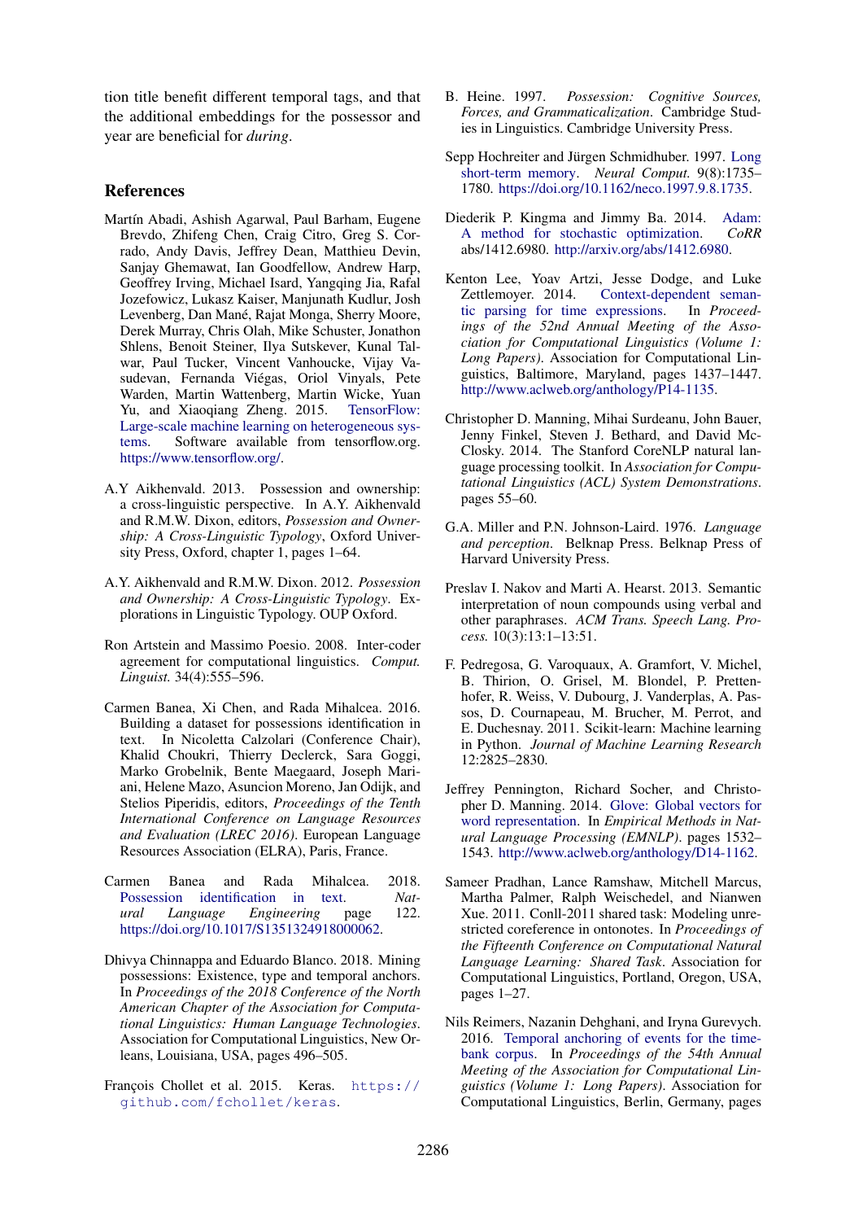tion title benefit different temporal tags, and that the additional embeddings for the possessor and year are beneficial for *during*.

## References

Martín Abadi, Ashish Agarwal, Paul Barham, Eugene Brevdo, Zhifeng Chen, Craig Citro, Greg S. Corrado, Andy Davis, Jeffrey Dean, Matthieu Devin, Sanjay Ghemawat, Ian Goodfellow, Andrew Harp, Geoffrey Irving, Michael Isard, Yangqing Jia, Rafal Jozefowicz, Lukasz Kaiser, Manjunath Kudlur, Josh Levenberg, Dan Mané, Rajat Monga, Sherry Moore, Derek Murray, Chris Olah, Mike Schuster, Jonathon Shlens, Benoit Steiner, Ilya Sutskever, Kunal Talwar, Paul Tucker, Vincent Vanhoucke, Vijay Vasudevan, Fernanda Viégas, Oriol Vinyals, Pete Warden, Martin Wattenberg, Martin Wicke, Yuan Yu, and Xiaoqiang Zheng. 2015. TensorFlow: Large-scale machine learning on heterogeneous systems. Software available from tensorflow.org. https://www.tensorflow.org/.

A.Y Aikhenvald. 2013. Possession and ownership: a cross-linguistic perspective. In A.Y. Aikhenvald and R.M.W. Dixon, editors, *Possession and Ownership: A Cross-Linguistic Typology*, Oxford University Press, Oxford, chapter 1, pages 1–64.

A.Y. Aikhenvald and R.M.W. Dixon. 2012. *Possession and Ownership: A Cross-Linguistic Typology*. Explorations in Linguistic Typology. OUP Oxford.

Ron Artstein and Massimo Poesio. 2008. Inter-coder agreement for computational linguistics. *Comput. Linguist.* 34(4):555–596.

Carmen Banea, Xi Chen, and Rada Mihalcea. 2016. Building a dataset for possessions identification in text. In Nicoletta Calzolari (Conference Chair), Khalid Choukri, Thierry Declerck, Sara Goggi, Marko Grobelnik, Bente Maegaard, Joseph Mariani, Helene Mazo, Asuncion Moreno, Jan Odijk, and Stelios Piperidis, editors, *Proceedings of the Tenth International Conference on Language Resources and Evaluation (LREC 2016)*. European Language Resources Association (ELRA), Paris, France.

Carmen Banea and Rada Mihalcea. 2018. Possession identification in text. *Natural Language Engineering* page 122. https://doi.org/10.1017/S1351324918000062.

Dhivya Chinnappa and Eduardo Blanco. 2018. Mining possessions: Existence, type and temporal anchors. In *Proceedings of the 2018 Conference of the North American Chapter of the Association for Computational Linguistics: Human Language Technologies*. Association for Computational Linguistics, New Orleans, Louisiana, USA, pages 496–505.

François Chollet et al. 2015. Keras. https://github.com/fchollet/keras.

B. Heine. 1997. *Possession: Cognitive Sources, Forces, and Grammaticalization*. Cambridge Studies in Linguistics. Cambridge University Press.

Sepp Hochreiter and Jürgen Schmidhuber. 1997. Long short-term memory. *Neural Comput.* 9(8):1735–1780. https://doi.org/10.1162/neco.1997.9.8.1735.

Diederik P. Kingma and Jimmy Ba. 2014. Adam: A method for stochastic optimization. *CoRR* abs/1412.6980. http://arxiv.org/abs/1412.6980.

Kenton Lee, Yoav Artzi, Jesse Dodge, and Luke Zettlemoyer. 2014. Context-dependent semantic parsing for time expressions. In *Proceedings of the 52nd Annual Meeting of the Association for Computational Linguistics (Volume 1: Long Papers)*. Association for Computational Linguistics, Baltimore, Maryland, pages 1437–1447. http://www.aclweb.org/anthology/P14-1135.

Christopher D. Manning, Mihai Surdeanu, John Bauer, Jenny Finkel, Steven J. Bethard, and David McClosky. 2014. The Stanford CoreNLP natural language processing toolkit. In *Association for Computational Linguistics (ACL) System Demonstrations*. pages 55–60.

G.A. Miller and P.N. Johnson-Laird. 1976. *Language and perception*. Belknap Press. Belknap Press of Harvard University Press.

Preslav I. Nakov and Marti A. Hearst. 2013. Semantic interpretation of noun compounds using verbal and other paraphrases. *ACM Trans. Speech Lang. Process.* 10(3):13:1–13:51.

F. Pedregosa, G. Varoquaux, A. Gramfort, V. Michel, B. Thirion, O. Grisel, M. Blondel, P. Prettenhofer, R. Weiss, V. Dubourg, J. Vanderplas, A. Passos, D. Cournapeau, M. Brucher, M. Perrot, and E. Duchesnay. 2011. Scikit-learn: Machine learning in Python. *Journal of Machine Learning Research* 12:2825–2830.

Jeffrey Pennington, Richard Socher, and Christopher D. Manning. 2014. Glove: Global vectors for word representation. In *Empirical Methods in Natural Language Processing (EMNLP)*. pages 1532–1543. http://www.aclweb.org/anthology/D14-1162.

Sameer Pradhan, Lance Ramshaw, Mitchell Marcus, Martha Palmer, Ralph Weischedel, and Nianwen Xue. 2011. Conll-2011 shared task: Modeling unrestricted coreference in ontonotes. In *Proceedings of the Fifteenth Conference on Computational Natural Language Learning: Shared Task*. Association for Computational Linguistics, Portland, Oregon, USA, pages 1–27.

Nils Reimers, Nazanin Dehghani, and Iryna Gurevych. 2016. Temporal anchoring of events for the timebank corpus. In *Proceedings of the 54th Annual Meeting of the Association for Computational Linguistics (Volume 1: Long Papers)*. Association for Computational Linguistics, Berlin, Germany, pages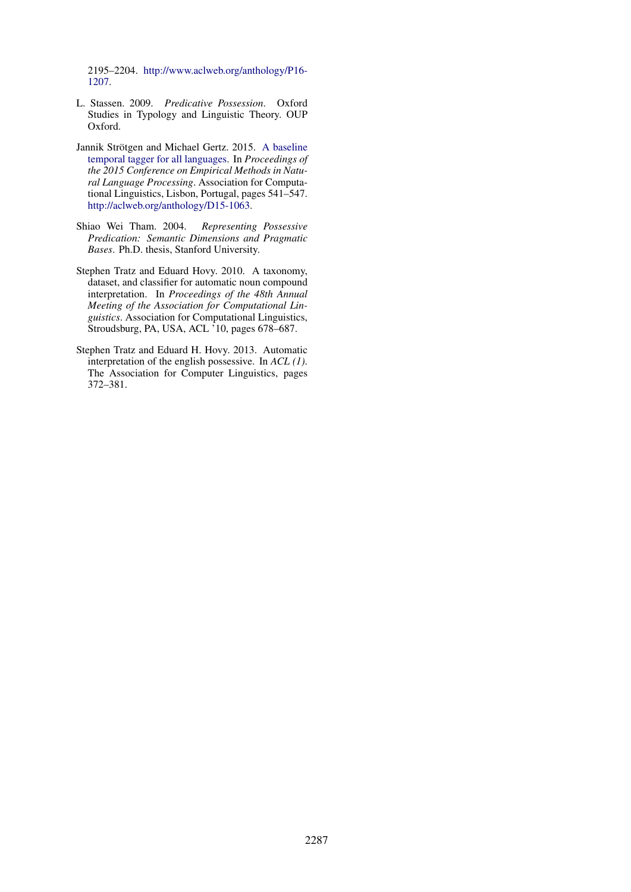2195–2204. http://www.aclweb.org/anthology/P16-1207.

L. Stassen. 2009. *Predicative Possession*. Oxford Studies in Typology and Linguistic Theory. OUP Oxford.

Jannik Strötgen and Michael Gertz. 2015. A baseline temporal tagger for all languages. In *Proceedings of the 2015 Conference on Empirical Methods in Natural Language Processing*. Association for Computational Linguistics, Lisbon, Portugal, pages 541–547. http://aclweb.org/anthology/D15-1063.

Shiao Wei Tham. 2004. *Representing Possessive Predication: Semantic Dimensions and Pragmatic Bases*. Ph.D. thesis, Stanford University.

Stephen Tratz and Eduard Hovy. 2010. A taxonomy, dataset, and classifier for automatic noun compound interpretation. In *Proceedings of the 48th Annual Meeting of the Association for Computational Linguistics*. Association for Computational Linguistics, Stroudsburg, PA, USA, ACL '10, pages 678–687.

Stephen Tratz and Eduard H. Hovy. 2013. Automatic interpretation of the english possessive. In *ACL (1)*. The Association for Computer Linguistics, pages 372–381.